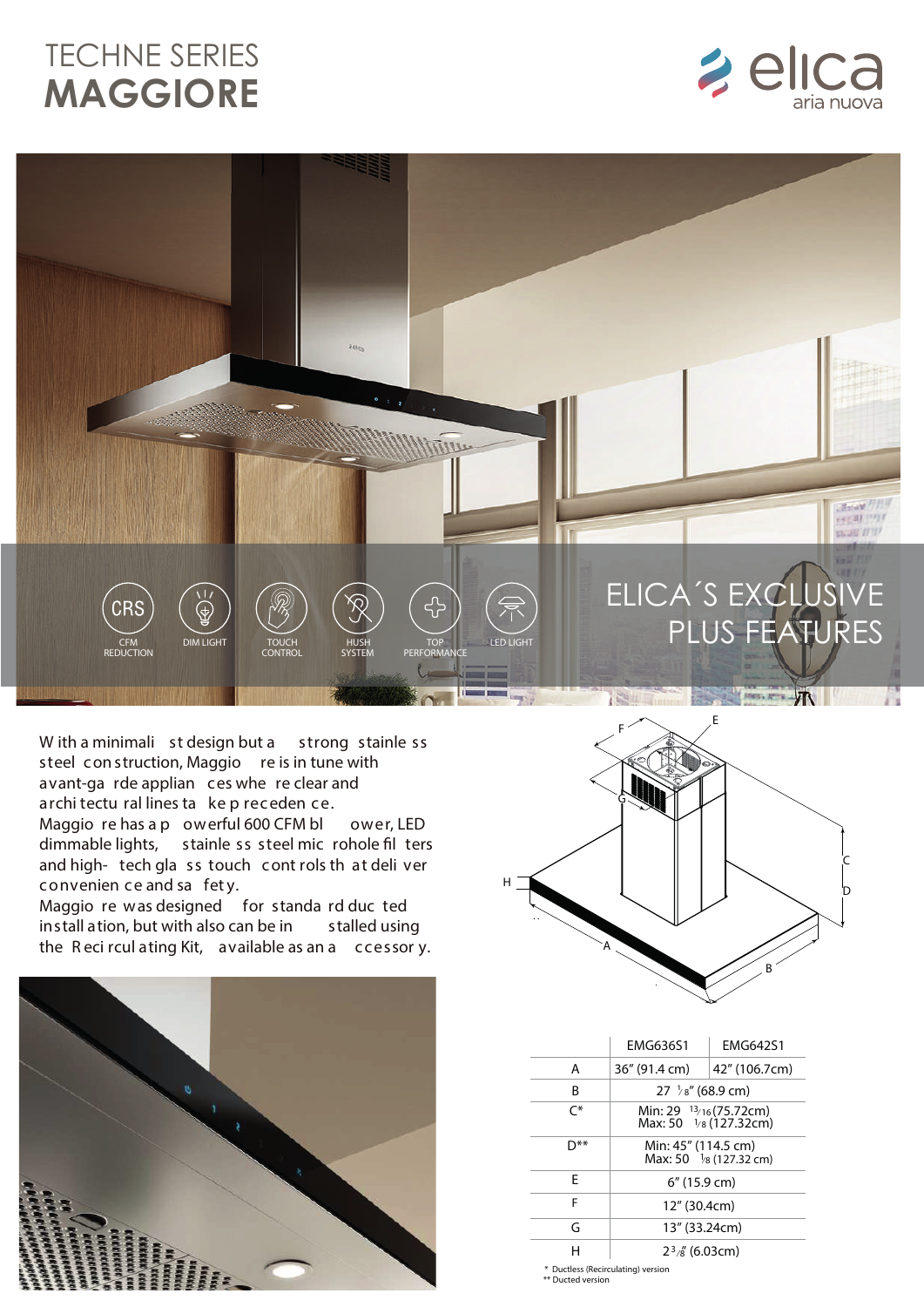# TECHNE SERIES
# MAGGIORE

elica aria nuova

CRS CFM REDUCTION | DIM LIGHT | TOUCH CONTROL | HUSH SYSTEM | TOP PERFORMANCE | LED LIGHT

## ELICA´S EXCLUSIVE PLUS FEATURES

With a minimalist design but a strong stainless steel construction, Maggiore is in tune with avant-garde appliances where clear and architectural lines take precedence.
Maggiore has a powerful 600 CFM blower, LED dimmable lights, stainless steel microhole filters and high-tech glass touch controls that deliver convenience and safety.
Maggiore was designed for standard ducted installation, but with also can be installed using the Recirculating Kit, available as an accessory.

| | EMG636S1 | EMG642S1 |
|---|---|---|
| A | 36" (91.4 cm) | 42" (106.7cm) |
| B | 27 ⅛" (68.9 cm) | |
| C* | Min: 29 13/16 (75.72cm) Max: 50 1/8 (127.32cm) | |
| D** | Min: 45" (114.5 cm) Max: 50 1/8 (127.32 cm) | |
| E | 6" (15.9 cm) | |
| F | 12" (30.4cm) | |
| G | 13" (33.24cm) | |
| H | 2 3/8" (6.03cm) | |

\* Ductless (Recirculating) version
** Ducted version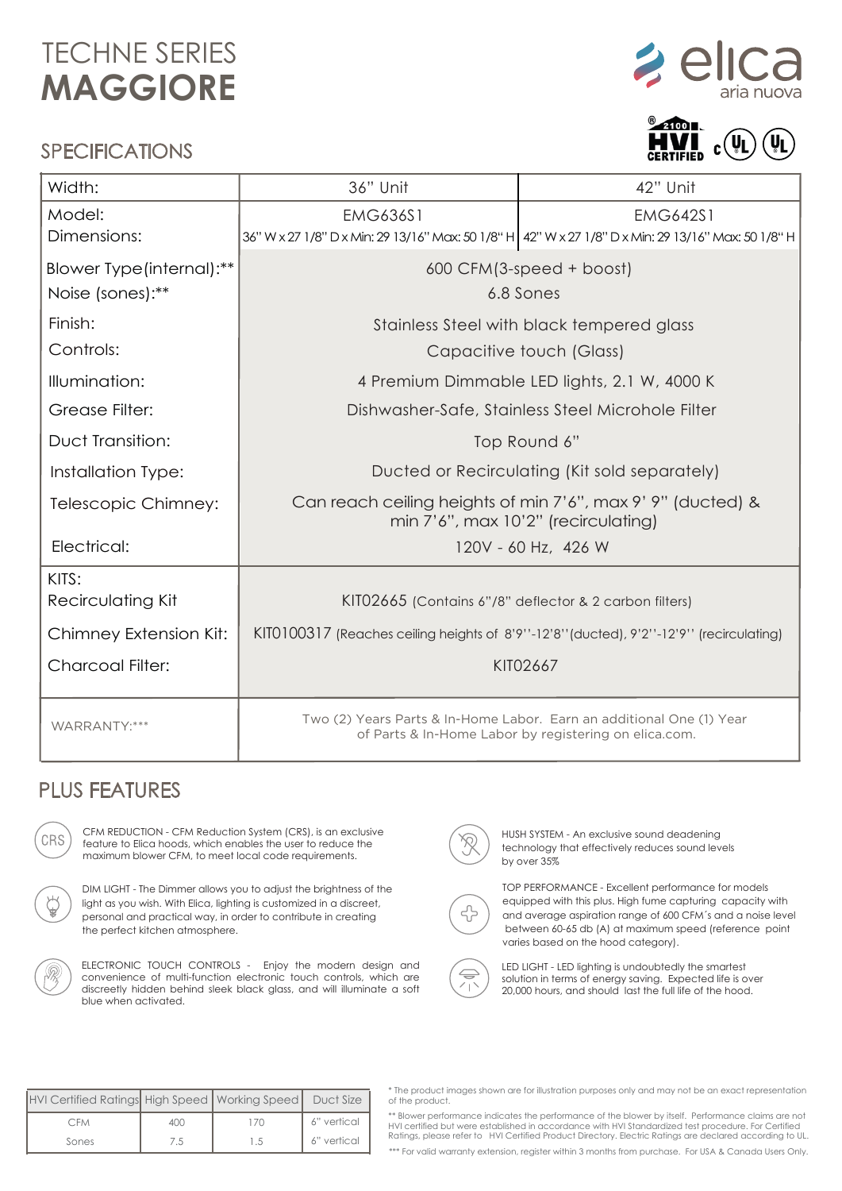# TECHNE SERIES
# MAGGIORE

## SPECIFICATIONS

| Width: | 36" Unit | 42" Unit |
|---|---|---|
| Model: | EMG636S1 | EMG642S1 |
| Dimensions: | 36" W x 27 1/8" D x Min: 29 13/16" Max: 50 1/8" H | 42" W x 27 1/8" D x Min: 29 13/16" Max: 50 1/8" H |
| Blower Type(internal):** | 600 CFM(3-speed + boost) | |
| Noise (sones):** | 6.8 Sones | |
| Finish: | Stainless Steel with black tempered glass | |
| Controls: | Capacitive touch (Glass) | |
| Illumination: | 4 Premium Dimmable LED lights, 2.1 W, 4000 K | |
| Grease Filter: | Dishwasher-Safe, Stainless Steel Microhole Filter | |
| Duct Transition: | Top Round 6" | |
| Installation Type: | Ducted or Recirculating (Kit sold separately) | |
| Telescopic Chimney: | Can reach ceiling heights of min 7'6", max 9' 9" (ducted) & min 7'6", max 10'2" (recirculating) | |
| Electrical: | 120V - 60 Hz, 426 W | |
| KITS: | | |
| Recirculating Kit | KIT02665 (Contains 6"/8" deflector & 2 carbon filters) | |
| Chimney Extension Kit: | KIT0100317 (Reaches ceiling heights of 8'9''-12'8''(ducted), 9'2''-12'9'' (recirculating) | |
| Charcoal Filter: | KIT02667 | |
| WARRANTY:*** | Two (2) Years Parts & In-Home Labor. Earn an additional One (1) Year of Parts & In-Home Labor by registering on elica.com. | |

## PLUS FEATURES

CFM REDUCTION - CFM Reduction System (CRS), is an exclusive feature to Elica hoods, which enables the user to reduce the maximum blower CFM, to meet local code requirements.

DIM LIGHT - The Dimmer allows you to adjust the brightness of the light as you wish. With Elica, lighting is customized in a discreet, personal and practical way, in order to contribute in creating the perfect kitchen atmosphere.

ELECTRONIC TOUCH CONTROLS - Enjoy the modern design and convenience of multi-function electronic touch controls, which are discreetly hidden behind sleek black glass, and will illuminate a soft blue when activated.

HUSH SYSTEM - An exclusive sound deadening technology that effectively reduces sound levels by over 35%

TOP PERFORMANCE - Excellent performance for models equipped with this plus. High fume capturing capacity with and average aspiration range of 600 CFM's and a noise level between 60-65 db (A) at maximum speed (reference point varies based on the hood category).

LED LIGHT - LED lighting is undoubtedly the smartest solution in terms of energy saving. Expected life is over 20,000 hours, and should last the full life of the hood.

| HVI Certified Ratings | High Speed | Working Speed | Duct Size |
|---|---|---|---|
| CFM | 400 | 170 | 6" vertical |
| Sones | 7.5 | 1.5 | 6" vertical |

\* The product images shown are for illustration purposes only and may not be an exact representation of the product.

\** Blower performance indicates the performance of the blower by itself. Performance claims are not HVI certified but were established in accordance with HVI Standardized test procedure. For Certified Ratings, please refer to HVI Certified Product Directory. Electric Ratings are declared according to UL.

\*** For valid warranty extension, register within 3 months from purchase. For USA & Canada Users Only.